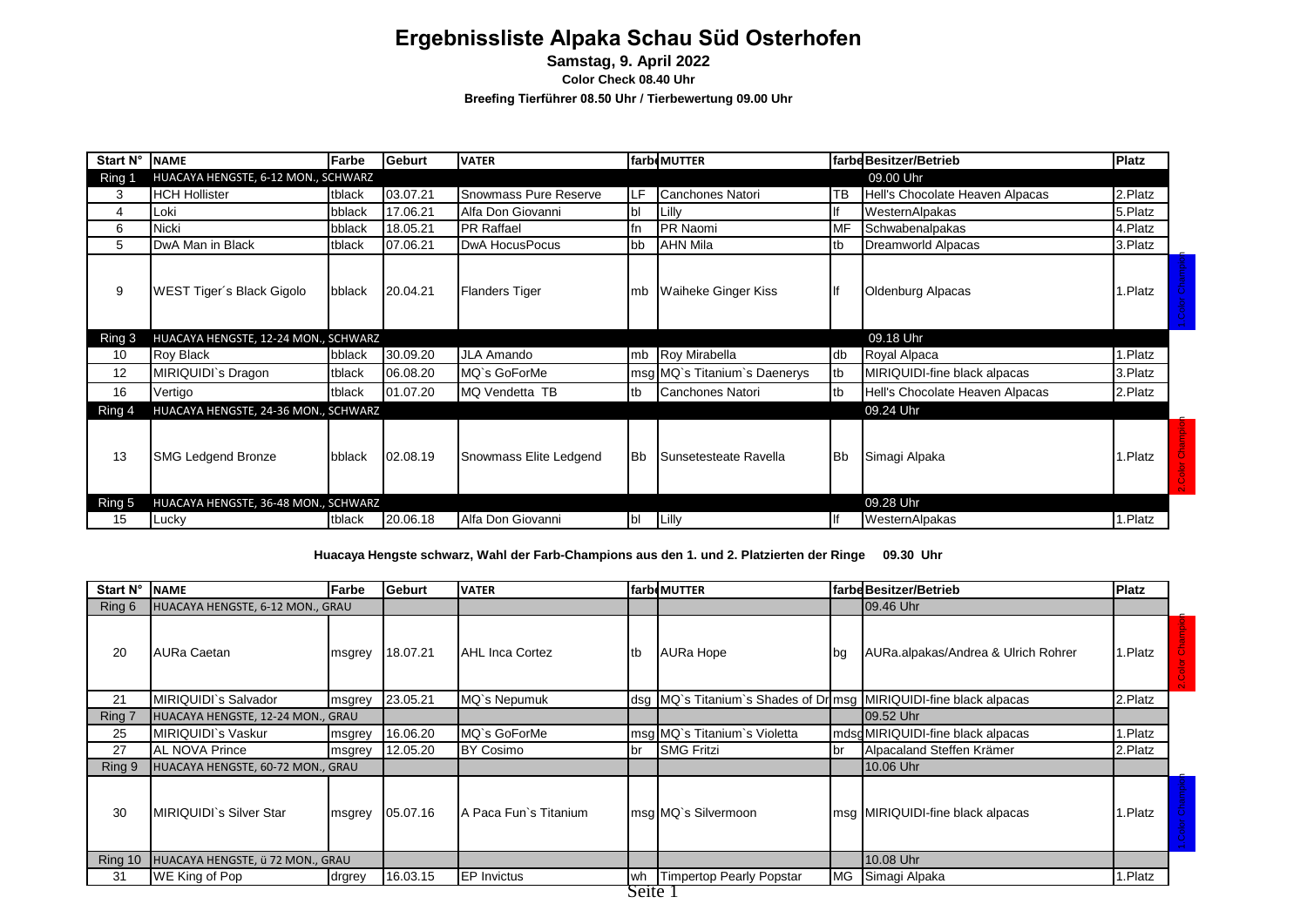# Ergebnissliste Alpaka Schau Süd Osterhofen

**Samstag, 9. April 2022**

**Color Check 08.40 Uhr**

**Breefing Tierführer 08.50 Uhr / Tierbewertung 09.00 Uhr**

| Start N° | NAME | Farbe | Geburt | VATER | farbe | MUTTER | farbe | Besitzer/Betrieb | Platz | |
|---|---|---|---|---|---|---|---|---|---|---|
| Ring 1 | HUACAYA HENGSTE, 6-12 MON., SCHWARZ | | | | | | | 09.00 Uhr | | |
| 3 | HCH Hollister | tblack | 03.07.21 | Snowmass Pure Reserve | LF | Canchones Natori | TB | Hell's Chocolate Heaven Alpacas | 2.Platz | |
| 4 | Loki | bblack | 17.06.21 | Alfa Don Giovanni | bl | Lilly | lf | WesternAlpakas | 5.Platz | |
| 6 | Nicki | bblack | 18.05.21 | PR Raffael | fn | PR Naomi | MF | Schwabenalpakas | 4.Platz | |
| 5 | DwA Man in Black | tblack | 07.06.21 | DwA HocusPocus | bb | AHN Mila | tb | Dreamworld Alpacas | 3.Platz | |
| 9 | WEST Tiger´s Black Gigolo | bblack | 20.04.21 | Flanders Tiger | mb | Waiheke Ginger Kiss | lf | Oldenburg Alpacas | 1.Platz | 1.Color Champion |
| Ring 3 | HUACAYA HENGSTE, 12-24 MON., SCHWARZ | | | | | | | 09.18 Uhr | | |
| 10 | Roy Black | bblack | 30.09.20 | JLA Amando | mb | Roy Mirabella | db | Royal Alpaca | 1.Platz | |
| 12 | MIRIQUIDI`s Dragon | tblack | 06.08.20 | MQ`s GoForMe | msg | MQ`s Titanium`s Daenerys | tb | MIRIQUIDI-fine black alpacas | 3.Platz | |
| 16 | Vertigo | tblack | 01.07.20 | MQ Vendetta TB | tb | Canchones Natori | tb | Hell's Chocolate Heaven Alpacas | 2.Platz | |
| Ring 4 | HUACAYA HENGSTE, 24-36 MON., SCHWARZ | | | | | | | 09.24 Uhr | | |
| 13 | SMG Ledgend Bronze | bblack | 02.08.19 | Snowmass Elite Ledgend | Bb | Sunsetesteate Ravella | Bb | Simagi Alpaka | 1.Platz | 2.Color Champion |
| Ring 5 | HUACAYA HENGSTE, 36-48 MON., SCHWARZ | | | | | | | 09.28 Uhr | | |
| 15 | Lucky | tblack | 20.06.18 | Alfa Don Giovanni | bl | Lilly | lf | WesternAlpakas | 1.Platz | |

**Huacaya Hengste schwarz, Wahl der Farb-Champions aus den 1. und 2. Platzierten der Ringe 09.30 Uhr**

| Start N° | NAME | Farbe | Geburt | VATER | farbe | MUTTER | farbe | Besitzer/Betrieb | Platz | |
|---|---|---|---|---|---|---|---|---|---|---|
| Ring 6 | HUACAYA HENGSTE, 6-12 MON., GRAU | | | | | | | 09.46 Uhr | | |
| 20 | AURa Caetan | msgrey | 18.07.21 | AHL Inca Cortez | tb | AURa Hope | bg | AURa.alpakas/Andrea & Ulrich Rohrer | 1.Platz | 2.Color Champion |
| 21 | MIRIQUIDI`s Salvador | msgrey | 23.05.21 | MQ`s Nepumuk | dsg | MQ`s Titanium`s Shades of Dr | msg | MIRIQUIDI-fine black alpacas | 2.Platz | |
| Ring 7 | HUACAYA HENGSTE, 12-24 MON., GRAU | | | | | | | 09.52 Uhr | | |
| 25 | MIRIQUIDI`s Vaskur | msgrey | 16.06.20 | MQ`s GoForMe | msg | MQ`s Titanium`s Violetta | mdsg | MIRIQUIDI-fine black alpacas | 1.Platz | |
| 27 | AL NOVA Prince | msgrey | 12.05.20 | BY Cosimo | br | SMG Fritzi | br | Alpacaland Steffen Krämer | 2.Platz | |
| Ring 9 | HUACAYA HENGSTE, 60-72 MON., GRAU | | | | | | | 10.06 Uhr | | |
| 30 | MIRIQUIDI`s Silver Star | msgrey | 05.07.16 | A Paca Fun`s Titanium | msg | MQ`s Silvermoon | msg | MIRIQUIDI-fine black alpacas | 1.Platz | 1.Color Champion |
| Ring 10 | HUACAYA HENGSTE, ü 72 MON., GRAU | | | | | | | 10.08 Uhr | | |
| 31 | WE King of Pop | drgrey | 16.03.15 | EP Invictus | wh | Timpertop Pearly Popstar | MG | Simagi Alpaka | 1.Platz | |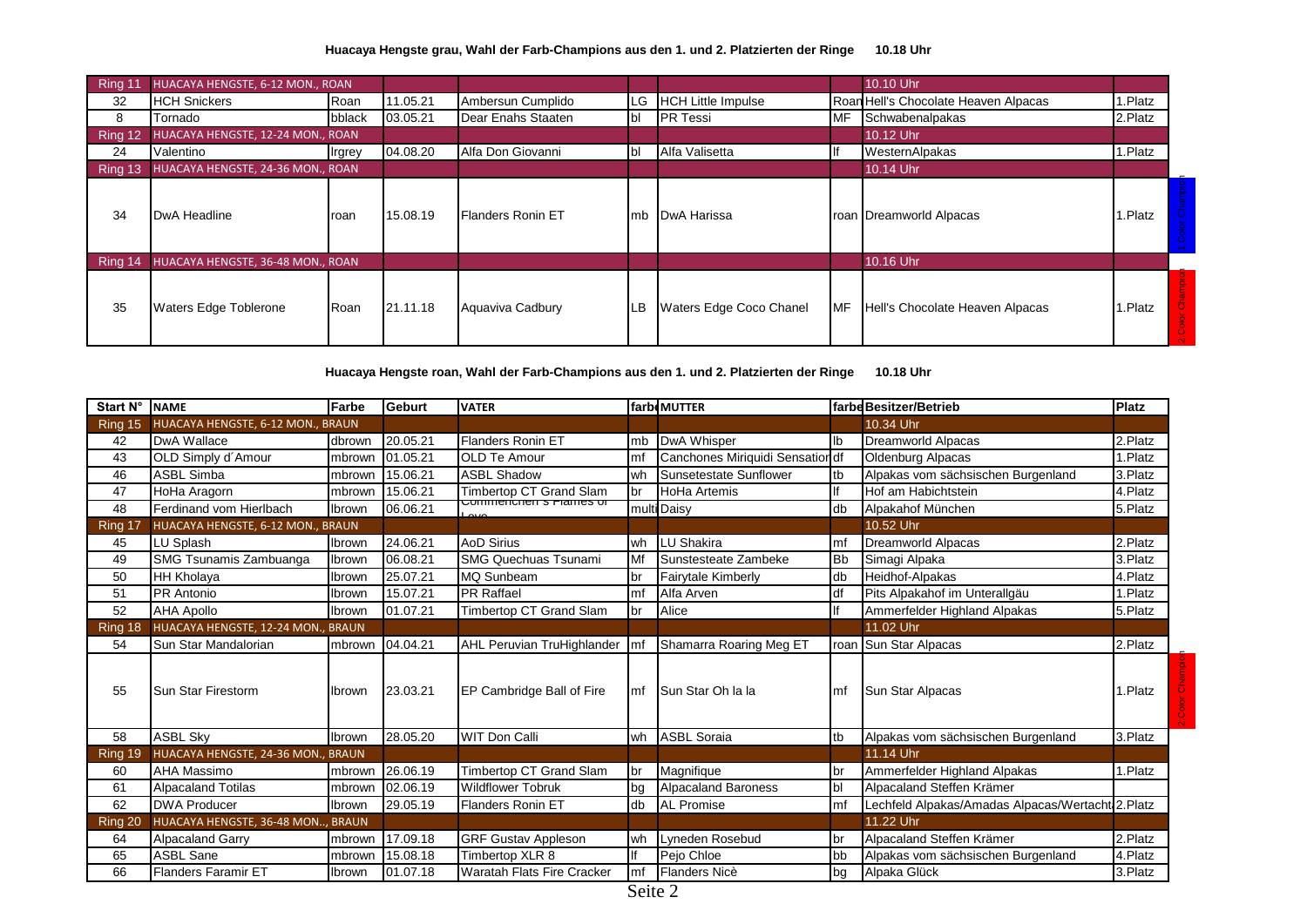**Huacaya Hengste grau, Wahl der Farb-Champions aus den 1. und 2. Platzierten der Ringe 10.18 Uhr**

| | | | | | | | | | | |
|---|---|---|---|---|---|---|---|---|---|---|
| Ring 11 | HUACAYA HENGSTE, 6-12 MON., ROAN | | | | | | | 10.10 Uhr | | |
| 32 | HCH Snickers | Roan | 11.05.21 | Ambersun Cumplido | LG | HCH Little Impulse | Roan | Hell's Chocolate Heaven Alpacas | 1.Platz | |
| 8 | Tornado | bblack | 03.05.21 | Dear Enahs Staaten | bl | PR Tessi | MF | Schwabenalpakas | 2.Platz | |
| Ring 12 | HUACAYA HENGSTE, 12-24 MON., ROAN | | | | | | | 10.12 Uhr | | |
| 24 | Valentino | lrgrey | 04.08.20 | Alfa Don Giovanni | bl | Alfa Valisetta | lf | WesternAlpakas | 1.Platz | |
| Ring 13 | HUACAYA HENGSTE, 24-36 MON., ROAN | | | | | | | 10.14 Uhr | | |
| 34 | DwA Headline | roan | 15.08.19 | Flanders Ronin ET | mb | DwA Harissa | roan | Dreamworld Alpacas | 1.Platz | 1.Color Champion |
| Ring 14 | HUACAYA HENGSTE, 36-48 MON., ROAN | | | | | | | 10.16 Uhr | | |
| 35 | Waters Edge Toblerone | Roan | 21.11.18 | Aquaviva Cadbury | LB | Waters Edge Coco Chanel | MF | Hell's Chocolate Heaven Alpacas | 1.Platz | 2.Color Champion |

**Huacaya Hengste roan, Wahl der Farb-Champions aus den 1. und 2. Platzierten der Ringe 10.18 Uhr**

| Start N° | NAME | Farbe | Geburt | VATER | farbe | MUTTER | farbe | Besitzer/Betrieb | Platz | |
|---|---|---|---|---|---|---|---|---|---|---|
| Ring 15 | HUACAYA HENGSTE, 6-12 MON., BRAUN | | | | | | | 10.34 Uhr | | |
| 42 | DwA Wallace | dbrown | 20.05.21 | Flanders Ronin ET | mb | DwA Whisper | lb | Dreamworld Alpacas | 2.Platz | |
| 43 | OLD Simply d´Amour | mbrown | 01.05.21 | OLD Te Amour | mf | Canchones Miriquidi Sensation | df | Oldenburg Alpacas | 1.Platz | |
| 46 | ASBL Simba | mbrown | 15.06.21 | ASBL Shadow | wh | Sunsetestate Sunflower | tb | Alpakas vom sächsischen Burgenland | 3.Platz | |
| 47 | HoHa Aragorn | mbrown | 15.06.21 | Timbertop CT Grand Slam | br | HoHa Artemis | lf | Hof am Habichtstein | 4.Platz | |
| 48 | Ferdinand vom Hierlbach | lbrown | 06.06.21 | Commenchen's Flames of Love | multi | Daisy | db | Alpakahof München | 5.Platz | |
| Ring 17 | HUACAYA HENGSTE, 6-12 MON., BRAUN | | | | | | | 10.52 Uhr | | |
| 45 | LU Splash | lbrown | 24.06.21 | AoD Sirius | wh | LU Shakira | mf | Dreamworld Alpacas | 2.Platz | |
| 49 | SMG Tsunamis Zambuanga | lbrown | 06.08.21 | SMG Quechuas Tsunami | Mf | Sunstesteate Zambeke | Bb | Simagi Alpaka | 3.Platz | |
| 50 | HH Kholaya | lbrown | 25.07.21 | MQ Sunbeam | br | Fairytale Kimberly | db | Heidhof-Alpakas | 4.Platz | |
| 51 | PR Antonio | lbrown | 15.07.21 | PR Raffael | mf | Alfa Arven | df | Pits Alpakahof im Unterallgäu | 1.Platz | |
| 52 | AHA Apollo | lbrown | 01.07.21 | Timbertop CT Grand Slam | br | Alice | lf | Ammerfelder Highland Alpakas | 5.Platz | |
| Ring 18 | HUACAYA HENGSTE, 12-24 MON., BRAUN | | | | | | | 11.02 Uhr | | |
| 54 | Sun Star Mandalorian | mbrown | 04.04.21 | AHL Peruvian TruHighlander | mf | Shamarra Roaring Meg ET | roan | Sun Star Alpacas | 2.Platz | |
| 55 | Sun Star Firestorm | lbrown | 23.03.21 | EP Cambridge Ball of Fire | mf | Sun Star Oh la la | mf | Sun Star Alpacas | 1.Platz | 2.Color Champion |
| 58 | ASBL Sky | lbrown | 28.05.20 | WIT Don Calli | wh | ASBL Soraia | tb | Alpakas vom sächsischen Burgenland | 3.Platz | |
| Ring 19 | HUACAYA HENGSTE, 24-36 MON., BRAUN | | | | | | | 11.14 Uhr | | |
| 60 | AHA Massimo | mbrown | 26.06.19 | Timbertop CT Grand Slam | br | Magnifique | br | Ammerfelder Highland Alpakas | 1.Platz | |
| 61 | Alpacaland Totilas | mbrown | 02.06.19 | Wildflower Tobruk | bg | Alpacaland Baroness | bl | Alpacaland Steffen Krämer | | |
| 62 | DWA Producer | lbrown | 29.05.19 | Flanders Ronin ET | db | AL Promise | mf | Lechfeld Alpakas/Amadas Alpacas/Wertacht | 2.Platz | |
| Ring 20 | HUACAYA HENGSTE, 36-48 MON.., BRAUN | | | | | | | 11.22 Uhr | | |
| 64 | Alpacaland Garry | mbrown | 17.09.18 | GRF Gustav Appleson | wh | Lyneden Rosebud | br | Alpacaland Steffen Krämer | 2.Platz | |
| 65 | ASBL Sane | mbrown | 15.08.18 | Timbertop XLR 8 | lf | Pejo Chloe | bb | Alpakas vom sächsischen Burgenland | 4.Platz | |
| 66 | Flanders Faramir ET | lbrown | 01.07.18 | Waratah Flats Fire Cracker | mf | Flanders Nicè | bg | Alpaka Glück | 3.Platz | |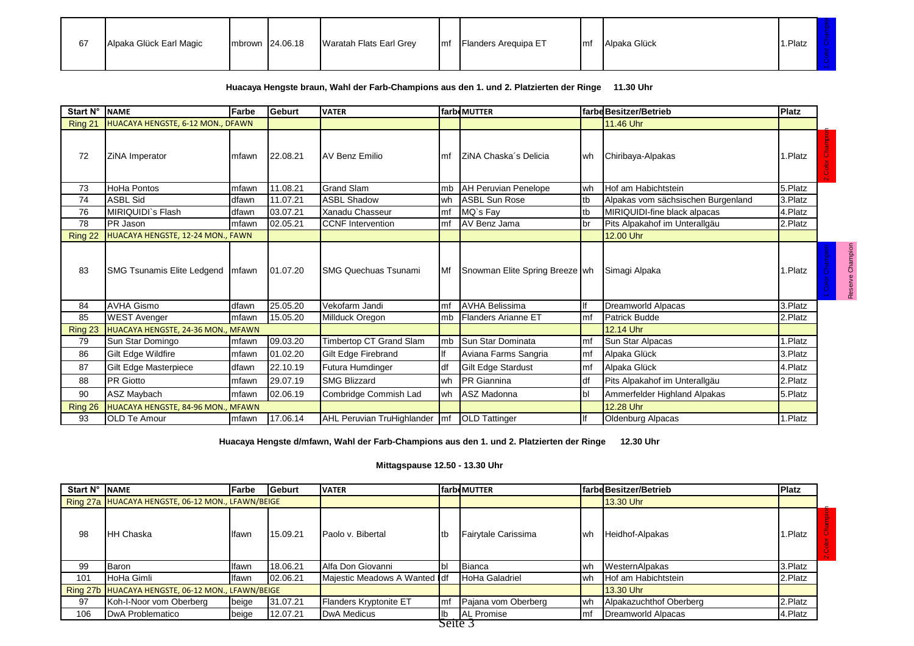| 67 | Alpaka Glück Earl Magic | mbrown | 24.06.18 | Waratah Flats Earl Grey | mf | Flanders Arequipa ET | mf | Alpaka Glück | 1.Platz | 1.Color Champion |
|---|---|---|---|---|---|---|---|---|---|---|

**Huacaya Hengste braun, Wahl der Farb-Champions aus den 1. und 2. Platzierten der Ringe 11.30 Uhr**

| Start N° | NAME | Farbe | Geburt | VATER | farbe | MUTTER | farbe | Besitzer/Betrieb | Platz | | |
|---|---|---|---|---|---|---|---|---|---|---|---|
| Ring 21 | HUACAYA HENGSTE, 6-12 MON., DFAWN | | | | | | | 11.46 Uhr | | | |
| 72 | ZiNA Imperator | mfawn | 22.08.21 | AV Benz Emilio | mf | ZiNA Chaska´s Delicia | wh | Chiribaya-Alpakas | 1.Platz | 2.Color Champion | |
| 73 | HoHa Pontos | mfawn | 11.08.21 | Grand Slam | mb | AH Peruvian Penelope | wh | Hof am Habichtstein | 5.Platz | | |
| 74 | ASBL Sid | dfawn | 11.07.21 | ASBL Shadow | wh | ASBL Sun Rose | tb | Alpakas vom sächsischen Burgenland | 3.Platz | | |
| 76 | MIRIQUIDI`s Flash | dfawn | 03.07.21 | Xanadu Chasseur | mf | MQ`s Fay | tb | MIRIQUIDI-fine black alpacas | 4.Platz | | |
| 78 | PR Jason | mfawn | 02.05.21 | CCNF Intervention | mf | AV Benz Jama | br | Pits Alpakahof im Unterallgäu | 2.Platz | | |
| Ring 22 | HUACAYA HENGSTE, 12-24 MON., FAWN | | | | | | | 12.00 Uhr | | | |
| 83 | SMG Tsunamis Elite Ledgend | mfawn | 01.07.20 | SMG Quechuas Tsunami | Mf | Snowman Elite Spring Breeze | wh | Simagi Alpaka | 1.Platz | 1.Color Champion | Reserve Champion |
| 84 | AVHA Gismo | dfawn | 25.05.20 | Vekofarm Jandi | mf | AVHA Belissima | lf | Dreamworld Alpacas | 3.Platz | | |
| 85 | WEST Avenger | mfawn | 15.05.20 | Millduck Oregon | mb | Flanders Arianne ET | mf | Patrick Budde | 2.Platz | | |
| Ring 23 | HUACAYA HENGSTE, 24-36 MON., MFAWN | | | | | | | 12.14 Uhr | | | |
| 79 | Sun Star Domingo | mfawn | 09.03.20 | Timbertop CT Grand Slam | mb | Sun Star Dominata | mf | Sun Star Alpacas | 1.Platz | | |
| 86 | Gilt Edge Wildfire | mfawn | 01.02.20 | Gilt Edge Firebrand | lf | Aviana Farms Sangria | mf | Alpaka Glück | 3.Platz | | |
| 87 | Gilt Edge Masterpiece | dfawn | 22.10.19 | Futura Humdinger | df | Gilt Edge Stardust | mf | Alpaka Glück | 4.Platz | | |
| 88 | PR Giotto | mfawn | 29.07.19 | SMG Blizzard | wh | PR Giannina | df | Pits Alpakahof im Unterallgäu | 2.Platz | | |
| 90 | ASZ Maybach | mfawn | 02.06.19 | Combridge Commish Lad | wh | ASZ Madonna | bl | Ammerfelder Highland Alpakas | 5.Platz | | |
| Ring 26 | HUACAYA HENGSTE, 84-96 MON., MFAWN | | | | | | | 12.28 Uhr | | | |
| 93 | OLD Te Amour | mfawn | 17.06.14 | AHL Peruvian TruHighlander | mf | OLD Tattinger | lf | Oldenburg Alpacas | 1.Platz | | |

**Huacaya Hengste d/mfawn, Wahl der Farb-Champions aus den 1. und 2. Platzierten der Ringe 12.30 Uhr**

**Mittagspause 12.50 - 13.30 Uhr**

| Start N° | NAME | Farbe | Geburt | VATER | farbe | MUTTER | farbe | Besitzer/Betrieb | Platz | |
|---|---|---|---|---|---|---|---|---|---|---|
| Ring 27a | HUACAYA HENGSTE, 06-12 MON., LFAWN/BEIGE | | | | | | | 13.30 Uhr | | |
| 98 | HH Chaska | lfawn | 15.09.21 | Paolo v. Bibertal | tb | Fairytale Carissima | wh | Heidhof-Alpakas | 1.Platz | 2.Color Champion |
| 99 | Baron | lfawn | 18.06.21 | Alfa Don Giovanni | bl | Bianca | wh | WesternAlpakas | 3.Platz | |
| 101 | HoHa Gimli | lfawn | 02.06.21 | Majestic Meadows A Wanted | df | HoHa Galadriel | wh | Hof am Habichtstein | 2.Platz | |
| Ring 27b | HUACAYA HENGSTE, 06-12 MON., LFAWN/BEIGE | | | | | | | 13.30 Uhr | | |
| 97 | Koh-I-Noor vom Oberberg | beige | 31.07.21 | Flanders Kryptonite ET | mf | Pajana vom Oberberg | wh | Alpakazuchthof Oberberg | 2.Platz | |
| 106 | DwA Problematico | beige | 12.07.21 | DwA Medicus | lb | AL Promise | mf | Dreamworld Alpacas | 4.Platz | |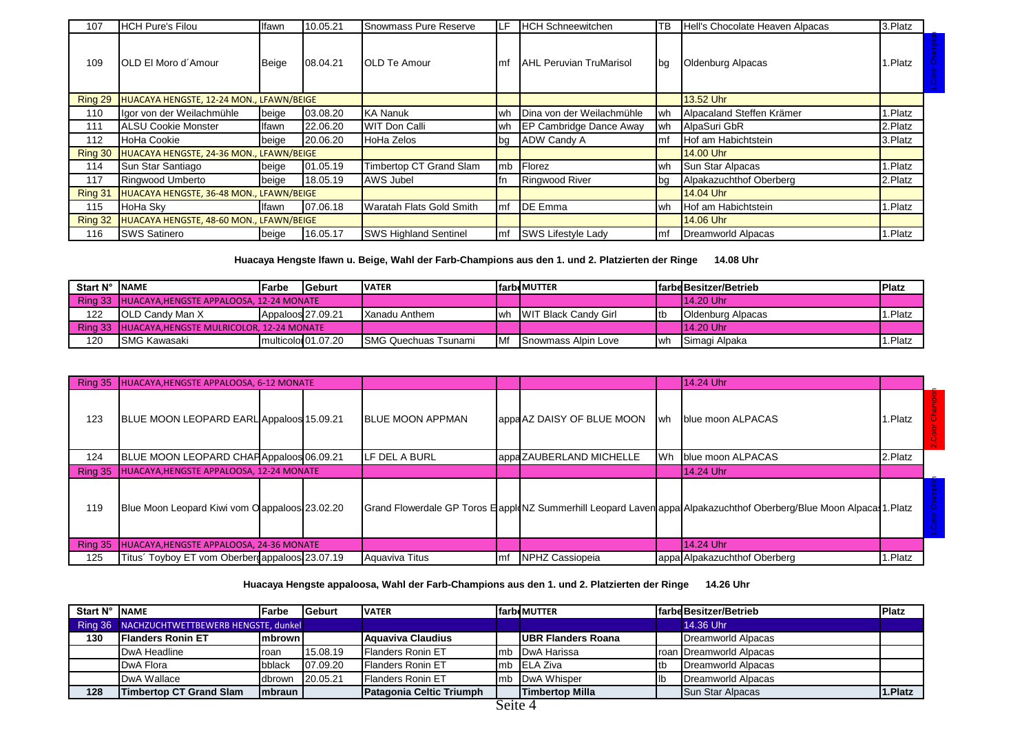| | | | | | | | | | | |
|---|---|---|---|---|---|---|---|---|---|---|
| 107 | HCH Pure's Filou | lfawn | 10.05.21 | Snowmass Pure Reserve | LF | HCH Schneewitchen | TB | Hell's Chocolate Heaven Alpacas | 3.Platz | |
| 109 | OLD El Moro d´Amour | Beige | 08.04.21 | OLD Te Amour | mf | AHL Peruvian TruMarisol | bg | Oldenburg Alpacas | 1.Platz | 1.Color Champion |
| Ring 29 | HUACAYA HENGSTE, 12-24 MON., LFAWN/BEIGE | | | | | | | 13.52 Uhr | | |
| 110 | Igor von der Weilachmühle | beige | 03.08.20 | KA Nanuk | wh | Dina von der Weilachmühle | wh | Alpacaland Steffen Krämer | 1.Platz | |
| 111 | ALSU Cookie Monster | lfawn | 22.06.20 | WIT Don Calli | wh | EP Cambridge Dance Away | wh | AlpaSuri GbR | 2.Platz | |
| 112 | HoHa Cookie | beige | 20.06.20 | HoHa Zelos | bg | ADW Candy A | mf | Hof am Habichtstein | 3.Platz | |
| Ring 30 | HUACAYA HENGSTE, 24-36 MON., LFAWN/BEIGE | | | | | | | 14.00 Uhr | | |
| 114 | Sun Star Santiago | beige | 01.05.19 | Timbertop CT Grand Slam | mb | Florez | wh | Sun Star Alpacas | 1.Platz | |
| 117 | Ringwood Umberto | beige | 18.05.19 | AWS Jubel | fn | Ringwood River | bg | Alpakazuchthof Oberberg | 2.Platz | |
| Ring 31 | HUACAYA HENGSTE, 36-48 MON., LFAWN/BEIGE | | | | | | | 14.04 Uhr | | |
| 115 | HoHa Sky | lfawn | 07.06.18 | Waratah Flats Gold Smith | mf | DE Emma | wh | Hof am Habichtstein | 1.Platz | |
| Ring 32 | HUACAYA HENGSTE, 48-60 MON., LFAWN/BEIGE | | | | | | | 14.06 Uhr | | |
| 116 | SWS Satinero | beige | 16.05.17 | SWS Highland Sentinel | mf | SWS Lifestyle Lady | mf | Dreamworld Alpacas | 1.Platz | |

**Huacaya Hengste lfawn u. Beige, Wahl der Farb-Champions aus den 1. und 2. Platzierten der Ringe 14.08 Uhr**

| Start N° | NAME | Farbe | Geburt | VATER | farbe | MUTTER | farbe | Besitzer/Betrieb | Platz |
|---|---|---|---|---|---|---|---|---|---|
| Ring 33 | HUACAYA,HENGSTE APPALOOSA, 12-24 MONATE | | | | | | | 14.20 Uhr | |
| 122 | OLD Candy Man X | Appaloos | 27.09.21 | Xanadu Anthem | wh | WIT Black Candy Girl | tb | Oldenburg Alpacas | 1.Platz |
| Ring 33 | HUACAYA,HENGSTE MULRICOLOR, 12-24 MONATE | | | | | | | 14.20 Uhr | |
| 120 | SMG Kawasaki | multicolor | 01.07.20 | SMG Quechuas Tsunami | Mf | Snowmass Alpin Love | wh | Simagi Alpaka | 1.Platz |

| | | | | | | | | | | |
|---|---|---|---|---|---|---|---|---|---|---|
| Ring 35 | HUACAYA,HENGSTE APPALOOSA, 6-12 MONATE | | | | | | | 14.24 Uhr | | |
| 123 | BLUE MOON LEOPARD EARL | Appaloos | 15.09.21 | BLUE MOON APPMAN | appa | AZ DAISY OF BLUE MOON | wh | blue moon ALPACAS | 1.Platz | 2.Color Champion |
| 124 | BLUE MOON LEOPARD CHAP | Appaloos | 06.09.21 | LF DEL A BURL | appa | ZAUBERLAND MICHELLE | Wh | blue moon ALPACAS | 2.Platz | |
| Ring 35 | HUACAYA,HENGSTE APPALOOSA, 12-24 MONATE | | | | | | | 14.24 Uhr | | |
| 119 | Blue Moon Leopard Kiwi vom O | appaloos | 23.02.20 | Grand Flowerdale GP Toros E | appl | NZ Summerhill Leopard Laven | appa | Alpakazuchthof Oberberg/Blue Moon Alpacas | 1.Platz | 1.Color Champion |
| Ring 35 | HUACAYA,HENGSTE APPALOOSA, 24-36 MONATE | | | | | | | 14.24 Uhr | | |
| 125 | Titus´ Toyboy ET vom Oberberg | appaloos | 23.07.19 | Aquaviva Titus | mf | NPHZ Cassiopeia | appa | Alpakazuchthof Oberberg | 1.Platz | |

**Huacaya Hengste appaloosa, Wahl der Farb-Champions aus den 1. und 2. Platzierten der Ringe 14.26 Uhr**

| Start N° | NAME | Farbe | Geburt | VATER | farbe | MUTTER | farbe | Besitzer/Betrieb | Platz |
|---|---|---|---|---|---|---|---|---|---|
| Ring 36 | NACHZUCHTWETTBEWERB HENGSTE, dunkel | | | | | | | 14.36 Uhr | |
| **130** | **Flanders Ronin ET** | **mbrown** | | **Aquaviva Claudius** | | **UBR Flanders Roana** | | Dreamworld Alpacas | |
| | DwA Headline | roan | 15.08.19 | Flanders Ronin ET | mb | DwA Harissa | roan | Dreamworld Alpacas | |
| | DwA Flora | bblack | 07.09.20 | Flanders Ronin ET | mb | ELA Ziva | tb | Dreamworld Alpacas | |
| | DwA Wallace | dbrown | 20.05.21 | Flanders Ronin ET | mb | DwA Whisper | lb | Dreamworld Alpacas | |
| **128** | **Timbertop CT Grand Slam** | **mbraun** | | **Patagonia Celtic Triumph** | | **Timbertop Milla** | | Sun Star Alpacas | **1.Platz** |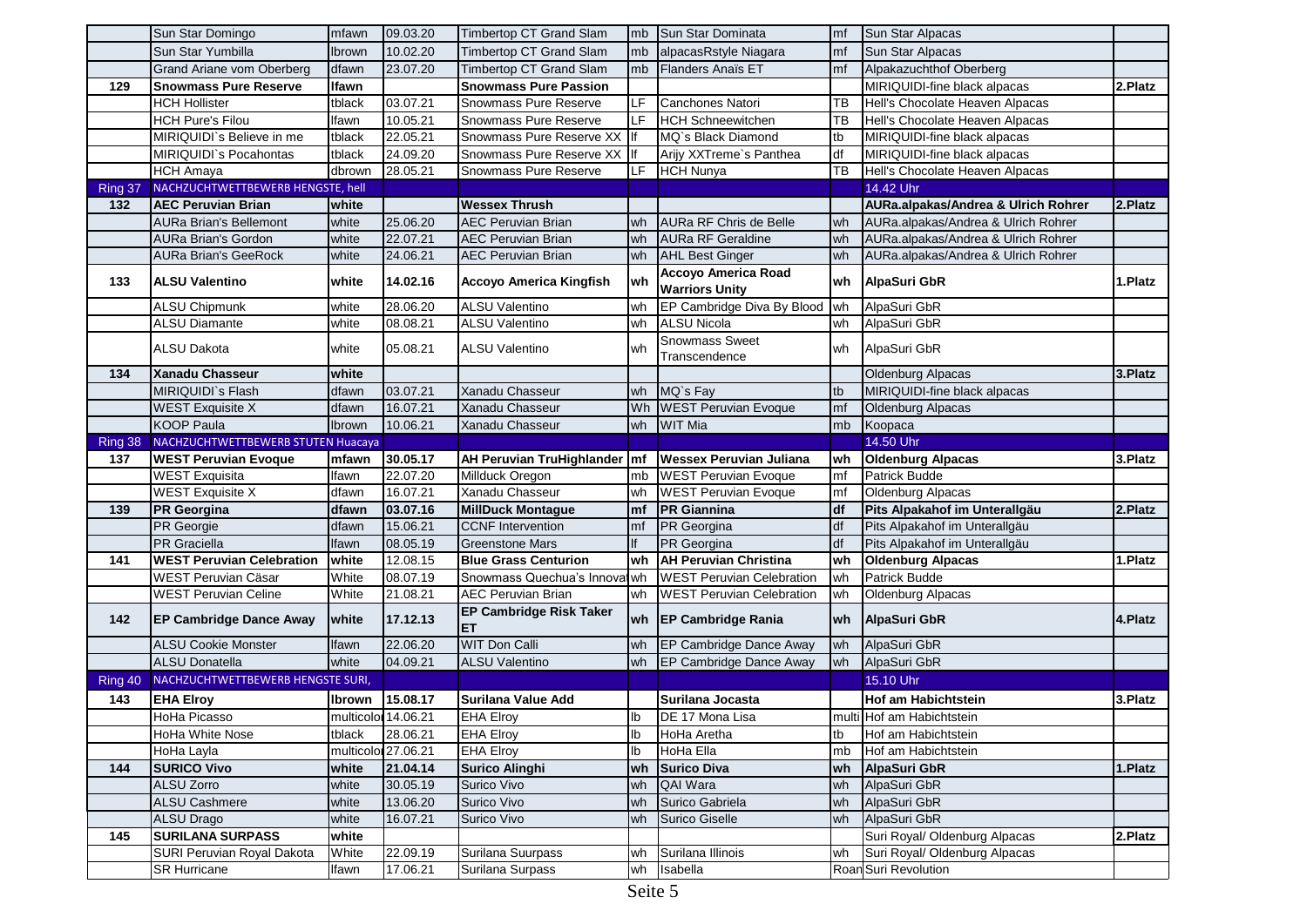| | | | | | | | | | |
|---|---|---|---|---|---|---|---|---|---|
| | Sun Star Domingo | mfawn | 09.03.20 | Timbertop CT Grand Slam | mb | Sun Star Dominata | mf | Sun Star Alpacas | |
| | Sun Star Yumbilla | lbrown | 10.02.20 | Timbertop CT Grand Slam | mb | alpacasRstyle Niagara | mf | Sun Star Alpacas | |
| | Grand Ariane vom Oberberg | dfawn | 23.07.20 | Timbertop CT Grand Slam | mb | Flanders Anaïs ET | mf | Alpakazuchthof Oberberg | |
| **129** | **Snowmass Pure Reserve** | **lfawn** | | **Snowmass Pure Passion** | | | | MIRIQUIDI-fine black alpacas | **2.Platz** |
| | HCH Hollister | tblack | 03.07.21 | Snowmass Pure Reserve | LF | Canchones Natori | TB | Hell's Chocolate Heaven Alpacas | |
| | HCH Pure's Filou | lfawn | 10.05.21 | Snowmass Pure Reserve | LF | HCH Schneewitchen | TB | Hell's Chocolate Heaven Alpacas | |
| | MIRIQUIDI`s Believe in me | tblack | 22.05.21 | Snowmass Pure Reserve XX | lf | MQ`s Black Diamond | tb | MIRIQUIDI-fine black alpacas | |
| | MIRIQUIDI`s Pocahontas | tblack | 24.09.20 | Snowmass Pure Reserve XX | lf | Arijy XXTreme`s Panthea | df | MIRIQUIDI-fine black alpacas | |
| | HCH Amaya | dbrown | 28.05.21 | Snowmass Pure Reserve | LF | HCH Nunya | TB | Hell's Chocolate Heaven Alpacas | |
| Ring 37 | NACHZUCHTWETTBEWERB HENGSTE, hell | | | | | | | 14.42 Uhr | |
| **132** | **AEC Peruvian Brian** | **white** | | **Wessex Thrush** | | | | **AURa.alpakas/Andrea & Ulrich Rohrer** | **2.Platz** |
| | AURa Brian's Bellemont | white | 25.06.20 | AEC Peruvian Brian | wh | AURa RF Chris de Belle | wh | AURa.alpakas/Andrea & Ulrich Rohrer | |
| | AURa Brian's Gordon | white | 22.07.21 | AEC Peruvian Brian | wh | AURa RF Geraldine | wh | AURa.alpakas/Andrea & Ulrich Rohrer | |
| | AURa Brian's GeeRock | white | 24.06.21 | AEC Peruvian Brian | wh | AHL Best Ginger | wh | AURa.alpakas/Andrea & Ulrich Rohrer | |
| **133** | **ALSU Valentino** | **white** | **14.02.16** | **Accoyo America Kingfish** | **wh** | **Accoyo America Road Warriors Unity** | **wh** | **AlpaSuri GbR** | **1.Platz** |
| | ALSU Chipmunk | white | 28.06.20 | ALSU Valentino | wh | EP Cambridge Diva By Blood | wh | AlpaSuri GbR | |
| | ALSU Diamante | white | 08.08.21 | ALSU Valentino | wh | ALSU Nicola | wh | AlpaSuri GbR | |
| | ALSU Dakota | white | 05.08.21 | ALSU Valentino | wh | Snowmass Sweet Transcendence | wh | AlpaSuri GbR | |
| **134** | **Xanadu Chasseur** | **white** | | | | | | Oldenburg Alpacas | **3.Platz** |
| | MIRIQUIDI`s Flash | dfawn | 03.07.21 | Xanadu Chasseur | wh | MQ`s Fay | tb | MIRIQUIDI-fine black alpacas | |
| | WEST Exquisite X | dfawn | 16.07.21 | Xanadu Chasseur | Wh | WEST Peruvian Evoque | mf | Oldenburg Alpacas | |
| | KOOP Paula | lbrown | 10.06.21 | Xanadu Chasseur | wh | WIT Mia | mb | Koopaca | |
| Ring 38 | NACHZUCHTWETTBEWERB STUTEN Huacaya | | | | | | | 14.50 Uhr | |
| **137** | **WEST Peruvian Evoque** | **mfawn** | **30.05.17** | **AH Peruvian TruHighlander** | **mf** | **Wessex Peruvian Juliana** | **wh** | **Oldenburg Alpacas** | **3.Platz** |
| | WEST Exquisita | lfawn | 22.07.20 | Millduck Oregon | mb | WEST Peruvian Evoque | mf | Patrick Budde | |
| | WEST Exquisite X | dfawn | 16.07.21 | Xanadu Chasseur | wh | WEST Peruvian Evoque | mf | Oldenburg Alpacas | |
| **139** | **PR Georgina** | **dfawn** | **03.07.16** | **MillDuck Montague** | **mf** | **PR Giannina** | **df** | **Pits Alpakahof im Unterallgäu** | **2.Platz** |
| | PR Georgie | dfawn | 15.06.21 | CCNF Intervention | mf | PR Georgina | df | Pits Alpakahof im Unterallgäu | |
| | PR Graciella | lfawn | 08.05.19 | Greenstone Mars | lf | PR Georgina | df | Pits Alpakahof im Unterallgäu | |
| **141** | **WEST Peruvian Celebration** | **white** | 12.08.15 | **Blue Grass Centurion** | **wh** | **AH Peruvian Christina** | **wh** | **Oldenburg Alpacas** | **1.Platz** |
| | WEST Peruvian Cäsar | White | 08.07.19 | Snowmass Quechua's Innova | wh | WEST Peruvian Celebration | wh | Patrick Budde | |
| | WEST Peruvian Celine | White | 21.08.21 | AEC Peruvian Brian | wh | WEST Peruvian Celebration | wh | Oldenburg Alpacas | |
| **142** | **EP Cambridge Dance Away** | **white** | **17.12.13** | **EP Cambridge Risk Taker ET** | **wh** | **EP Cambridge Rania** | **wh** | **AlpaSuri GbR** | **4.Platz** |
| | ALSU Cookie Monster | lfawn | 22.06.20 | WIT Don Calli | wh | EP Cambridge Dance Away | wh | AlpaSuri GbR | |
| | ALSU Donatella | white | 04.09.21 | ALSU Valentino | wh | EP Cambridge Dance Away | wh | AlpaSuri GbR | |
| Ring 40 | NACHZUCHTWETTBEWERB HENGSTE SURI, | | | | | | | 15.10 Uhr | |
| **143** | **EHA Elroy** | **lbrown** | **15.08.17** | **Surilana Value Add** | | **Surilana Jocasta** | | **Hof am Habichtstein** | **3.Platz** |
| | HoHa Picasso | multicolor | 14.06.21 | EHA Elroy | lb | DE 17 Mona Lisa | multi | Hof am Habichtstein | |
| | HoHa White Nose | tblack | 28.06.21 | EHA Elroy | lb | HoHa Aretha | tb | Hof am Habichtstein | |
| | HoHa Layla | multicolor | 27.06.21 | EHA Elroy | lb | HoHa Ella | mb | Hof am Habichtstein | |
| **144** | **SURICO Vivo** | **white** | **21.04.14** | **Surico Alinghi** | **wh** | **Surico Diva** | **wh** | **AlpaSuri GbR** | **1.Platz** |
| | ALSU Zorro | white | 30.05.19 | Surico Vivo | wh | QAI Wara | wh | AlpaSuri GbR | |
| | ALSU Cashmere | white | 13.06.20 | Surico Vivo | wh | Surico Gabriela | wh | AlpaSuri GbR | |
| | ALSU Drago | white | 16.07.21 | Surico Vivo | wh | Surico Giselle | wh | AlpaSuri GbR | |
| **145** | **SURILANA SURPASS** | **white** | | | | | | Suri Royal/ Oldenburg Alpacas | **2.Platz** |
| | SURI Peruvian Royal Dakota | White | 22.09.19 | Surilana Suurpass | wh | Surilana Illinois | wh | Suri Royal/ Oldenburg Alpacas | |
| | SR Hurricane | lfawn | 17.06.21 | Surilana Surpass | wh | Isabella | Roan | Suri Revolution | |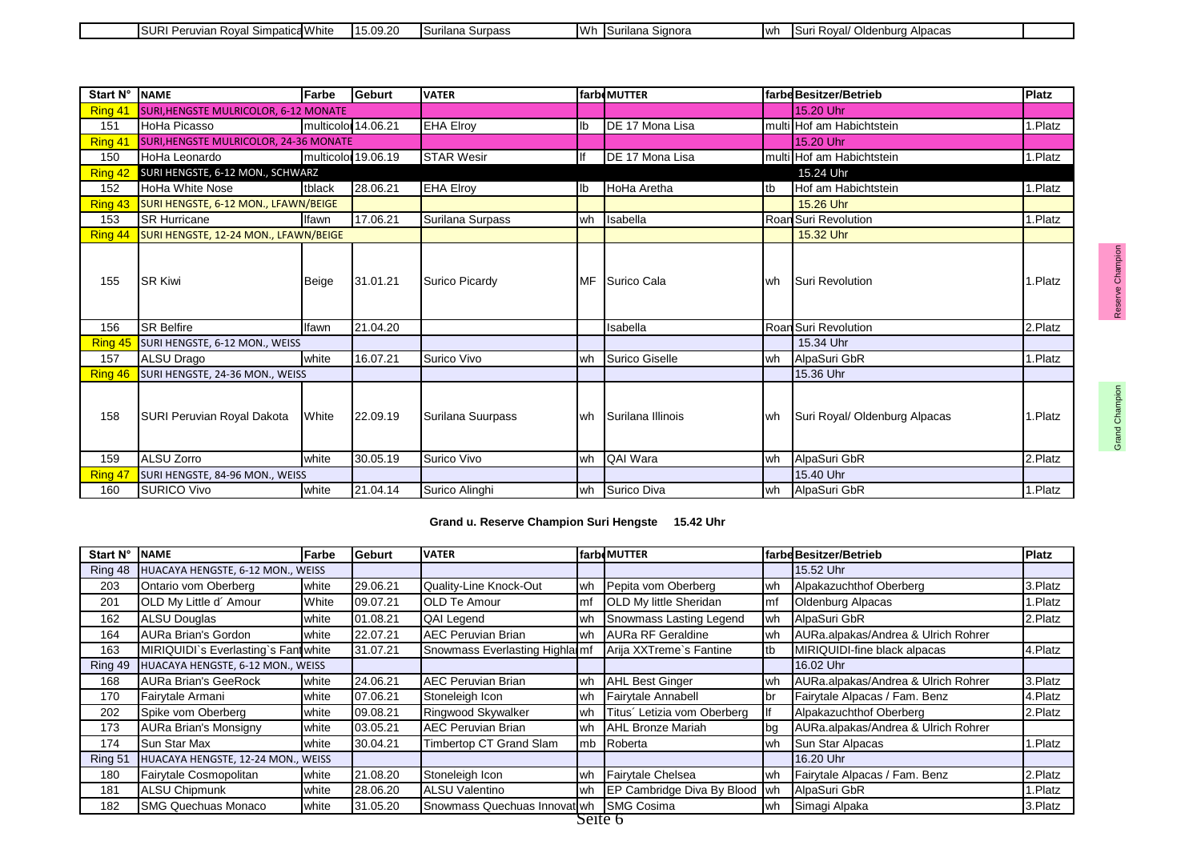| | SURI Peruvian Royal Simpatica | White | 15.09.20 | Surilana Surpass | Wh | Surilana Signora | wh | Suri Royal/ Oldenburg Alpacas | |
|---|---|---|---|---|---|---|---|---|---|

| Start N° | NAME | Farbe | Geburt | VATER | farbe | MUTTER | farbe | Besitzer/Betrieb | Platz | |
|---|---|---|---|---|---|---|---|---|---|---|
| Ring 41 | SURI,HENGSTE MULRICOLOR, 6-12 MONATE | | | | | | | 15.20 Uhr | | |
| 151 | HoHa Picasso | multicolor | 14.06.21 | EHA Elroy | lb | DE 17 Mona Lisa | multi | Hof am Habichtstein | 1.Platz | |
| Ring 41 | SURI,HENGSTE MULRICOLOR, 24-36 MONATE | | | | | | | 15.20 Uhr | | |
| 150 | HoHa Leonardo | multicolor | 19.06.19 | STAR Wesir | lf | DE 17 Mona Lisa | multi | Hof am Habichtstein | 1.Platz | |
| Ring 42 | SURI HENGSTE, 6-12 MON., SCHWARZ | | | | | | | 15.24 Uhr | | |
| 152 | HoHa White Nose | tblack | 28.06.21 | EHA Elroy | lb | HoHa Aretha | tb | Hof am Habichtstein | 1.Platz | |
| Ring 43 | SURI HENGSTE, 6-12 MON., LFAWN/BEIGE | | | | | | | 15.26 Uhr | | |
| 153 | SR Hurricane | lfawn | 17.06.21 | Surilana Surpass | wh | Isabella | Roan | Suri Revolution | 1.Platz | |
| Ring 44 | SURI HENGSTE, 12-24 MON., LFAWN/BEIGE | | | | | | | 15.32 Uhr | | |
| 155 | SR Kiwi | Beige | 31.01.21 | Surico Picardy | MF | Surico Cala | wh | Suri Revolution | 1.Platz | Reserve Champion |
| 156 | SR Belfire | lfawn | 21.04.20 | | | Isabella | Roan | Suri Revolution | 2.Platz | |
| Ring 45 | SURI HENGSTE, 6-12 MON., WEISS | | | | | | | 15.34 Uhr | | |
| 157 | ALSU Drago | white | 16.07.21 | Surico Vivo | wh | Surico Giselle | wh | AlpaSuri GbR | 1.Platz | |
| Ring 46 | SURI HENGSTE, 24-36 MON., WEISS | | | | | | | 15.36 Uhr | | |
| 158 | SURI Peruvian Royal Dakota | White | 22.09.19 | Surilana Suurpass | wh | Surilana Illinois | wh | Suri Royal/ Oldenburg Alpacas | 1.Platz | Grand Champion |
| 159 | ALSU Zorro | white | 30.05.19 | Surico Vivo | wh | QAI Wara | wh | AlpaSuri GbR | 2.Platz | |
| Ring 47 | SURI HENGSTE, 84-96 MON., WEISS | | | | | | | 15.40 Uhr | | |
| 160 | SURICO Vivo | white | 21.04.14 | Surico Alinghi | wh | Surico Diva | wh | AlpaSuri GbR | 1.Platz | |

**Grand u. Reserve Champion Suri Hengste 15.42 Uhr**

| Start N° | NAME | Farbe | Geburt | VATER | farbe | MUTTER | farbe | Besitzer/Betrieb | Platz |
|---|---|---|---|---|---|---|---|---|---|
| Ring 48 | HUACAYA HENGSTE, 6-12 MON., WEISS | | | | | | | 15.52 Uhr | |
| 203 | Ontario vom Oberberg | white | 29.06.21 | Quality-Line Knock-Out | wh | Pepita vom Oberberg | wh | Alpakazuchthof Oberberg | 3.Platz |
| 201 | OLD My Little d´ Amour | White | 09.07.21 | OLD Te Amour | mf | OLD My little Sheridan | mf | Oldenburg Alpacas | 1.Platz |
| 162 | ALSU Douglas | white | 01.08.21 | QAI Legend | wh | Snowmass Lasting Legend | wh | AlpaSuri GbR | 2.Platz |
| 164 | AURa Brian's Gordon | white | 22.07.21 | AEC Peruvian Brian | wh | AURa RF Geraldine | wh | AURa.alpakas/Andrea & Ulrich Rohrer | |
| 163 | MIRIQUIDI`s Everlasting`s Fant | white | 31.07.21 | Snowmass Everlasting Highla | mf | Arija XXTreme`s Fantine | tb | MIRIQUIDI-fine black alpacas | 4.Platz |
| Ring 49 | HUACAYA HENGSTE, 6-12 MON., WEISS | | | | | | | 16.02 Uhr | |
| 168 | AURa Brian's GeeRock | white | 24.06.21 | AEC Peruvian Brian | wh | AHL Best Ginger | wh | AURa.alpakas/Andrea & Ulrich Rohrer | 3.Platz |
| 170 | Fairytale Armani | white | 07.06.21 | Stoneleigh Icon | wh | Fairytale Annabell | br | Fairytale Alpacas / Fam. Benz | 4.Platz |
| 202 | Spike vom Oberberg | white | 09.08.21 | Ringwood Skywalker | wh | Titus´ Letizia vom Oberberg | lf | Alpakazuchthof Oberberg | 2.Platz |
| 173 | AURa Brian's Monsigny | white | 03.05.21 | AEC Peruvian Brian | wh | AHL Bronze Mariah | bg | AURa.alpakas/Andrea & Ulrich Rohrer | |
| 174 | Sun Star Max | white | 30.04.21 | Timbertop CT Grand Slam | mb | Roberta | wh | Sun Star Alpacas | 1.Platz |
| Ring 51 | HUACAYA HENGSTE, 12-24 MON., WEISS | | | | | | | 16.20 Uhr | |
| 180 | Fairytale Cosmopolitan | white | 21.08.20 | Stoneleigh Icon | wh | Fairytale Chelsea | wh | Fairytale Alpacas / Fam. Benz | 2.Platz |
| 181 | ALSU Chipmunk | white | 28.06.20 | ALSU Valentino | wh | EP Cambridge Diva By Blood | wh | AlpaSuri GbR | 1.Platz |
| 182 | SMG Quechuas Monaco | white | 31.05.20 | Snowmass Quechuas Innovat | wh | SMG Cosima | wh | Simagi Alpaka | 3.Platz |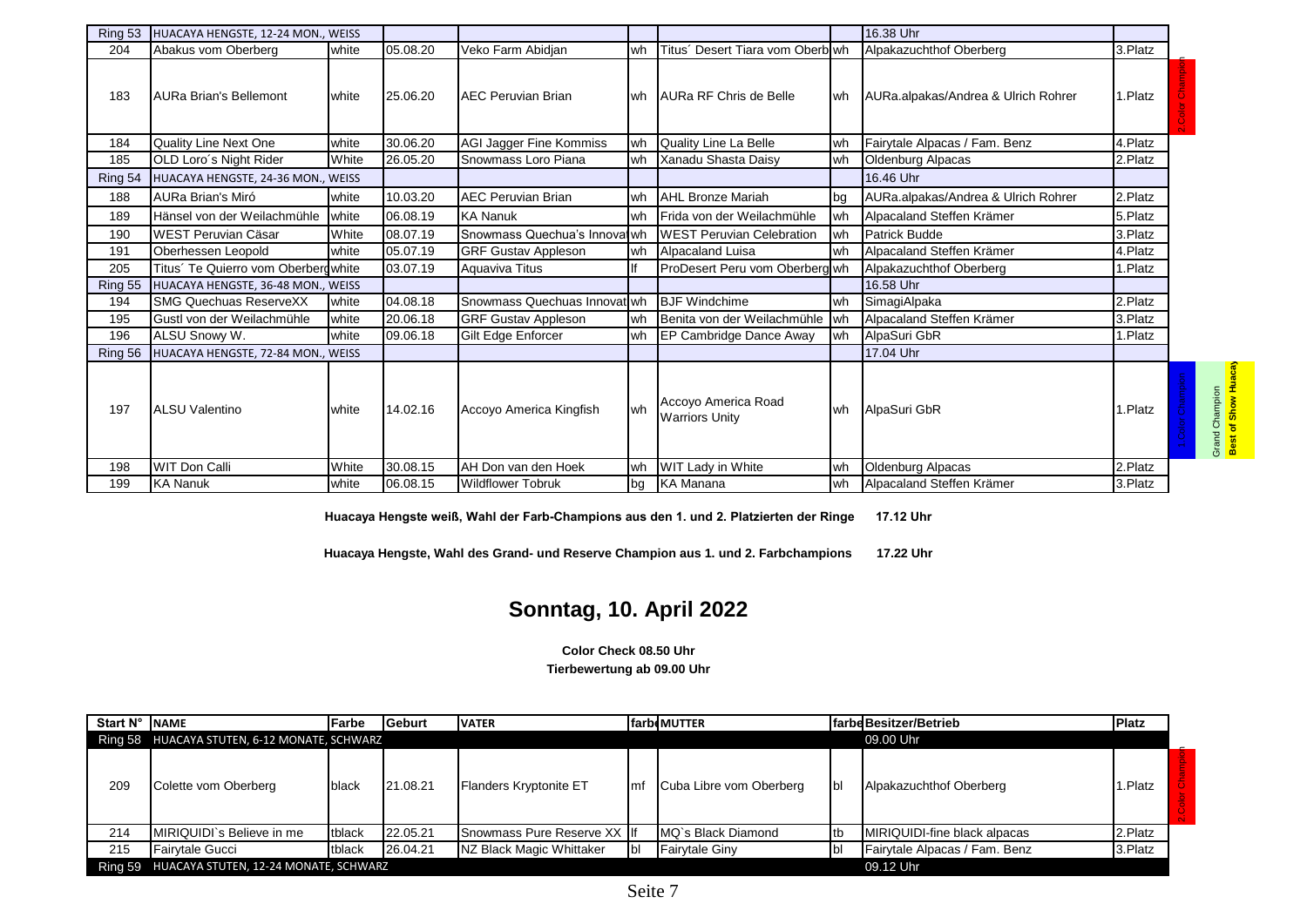| Ring 53 | HUACAYA HENGSTE, 12-24 MON., WEISS | | | | | | | 16.38 Uhr | | |
|---|---|---|---|---|---|---|---|---|---|---|
| 204 | Abakus vom Oberberg | white | 05.08.20 | Veko Farm Abidjan | wh | Titus´ Desert Tiara vom Oberb | wh | Alpakazuchthof Oberberg | 3.Platz | |
| 183 | AURa Brian's Bellemont | white | 25.06.20 | AEC Peruvian Brian | wh | AURa RF Chris de Belle | wh | AURa.alpakas/Andrea & Ulrich Rohrer | 1.Platz | 2.Color Champion |
| 184 | Quality Line Next One | white | 30.06.20 | AGI Jagger Fine Kommiss | wh | Quality Line La Belle | wh | Fairytale Alpacas / Fam. Benz | 4.Platz | |
| 185 | OLD Loro´s Night Rider | White | 26.05.20 | Snowmass Loro Piana | wh | Xanadu Shasta Daisy | wh | Oldenburg Alpacas | 2.Platz | |
| Ring 54 | HUACAYA HENGSTE, 24-36 MON., WEISS | | | | | | | 16.46 Uhr | | |
| 188 | AURa Brian's Miró | white | 10.03.20 | AEC Peruvian Brian | wh | AHL Bronze Mariah | bg | AURa.alpakas/Andrea & Ulrich Rohrer | 2.Platz | |
| 189 | Hänsel von der Weilachmühle | white | 06.08.19 | KA Nanuk | wh | Frida von der Weilachmühle | wh | Alpacaland Steffen Krämer | 5.Platz | |
| 190 | WEST Peruvian Cäsar | White | 08.07.19 | Snowmass Quechua's Innova | wh | WEST Peruvian Celebration | wh | Patrick Budde | 3.Platz | |
| 191 | Oberhessen Leopold | white | 05.07.19 | GRF Gustav Appleson | wh | Alpacaland Luisa | wh | Alpacaland Steffen Krämer | 4.Platz | |
| 205 | Titus´ Te Quierro vom Oberberg | white | 03.07.19 | Aquaviva Titus | lf | ProDesert Peru vom Oberberg | wh | Alpakazuchthof Oberberg | 1.Platz | |
| Ring 55 | HUACAYA HENGSTE, 36-48 MON., WEISS | | | | | | | 16.58 Uhr | | |
| 194 | SMG Quechuas ReserveXX | white | 04.08.18 | Snowmass Quechuas Innovat | wh | BJF Windchime | wh | SimagiAlpaka | 2.Platz | |
| 195 | Gustl von der Weilachmühle | white | 20.06.18 | GRF Gustav Appleson | wh | Benita von der Weilachmühle | wh | Alpacaland Steffen Krämer | 3.Platz | |
| 196 | ALSU Snowy W. | white | 09.06.18 | Gilt Edge Enforcer | wh | EP Cambridge Dance Away | wh | AlpaSuri GbR | 1.Platz | |
| Ring 56 | HUACAYA HENGSTE, 72-84 MON., WEISS | | | | | | | 17.04 Uhr | | |
| 197 | ALSU Valentino | white | 14.02.16 | Accoyo America Kingfish | wh | Accoyo America Road Warriors Unity | wh | AlpaSuri GbR | 1.Platz | 1.Color Champion, Grand Champion, Best of Show Huacaya |
| 198 | WIT Don Calli | White | 30.08.15 | AH Don van den Hoek | wh | WIT Lady in White | wh | Oldenburg Alpacas | 2.Platz | |
| 199 | KA Nanuk | white | 06.08.15 | Wildflower Tobruk | bg | KA Manana | wh | Alpacaland Steffen Krämer | 3.Platz | |

**Huacaya Hengste weiß, Wahl der Farb-Champions aus den 1. und 2. Platzierten der Ringe 17.12 Uhr**

**Huacaya Hengste, Wahl des Grand- und Reserve Champion aus 1. und 2. Farbchampions 17.22 Uhr**

## Sonntag, 10. April 2022

**Color Check 08.50 Uhr**

**Tierbewertung ab 09.00 Uhr**

| Start N° | NAME | Farbe | Geburt | VATER | farbe | MUTTER | farbe | Besitzer/Betrieb | Platz | |
|---|---|---|---|---|---|---|---|---|---|---|
| Ring 58 | HUACAYA STUTEN, 6-12 MONATE, SCHWARZ | | | | | | | 09.00 Uhr | | |
| 209 | Colette vom Oberberg | black | 21.08.21 | Flanders Kryptonite ET | mf | Cuba Libre vom Oberberg | bl | Alpakazuchthof Oberberg | 1.Platz | 2.Color Champion |
| 214 | MIRIQUIDI`s Believe in me | tblack | 22.05.21 | Snowmass Pure Reserve XX | lf | MQ`s Black Diamond | tb | MIRIQUIDI-fine black alpacas | 2.Platz | |
| 215 | Fairytale Gucci | tblack | 26.04.21 | NZ Black Magic Whittaker | bl | Fairytale Giny | bl | Fairytale Alpacas / Fam. Benz | 3.Platz | |
| Ring 59 | HUACAYA STUTEN, 12-24 MONATE, SCHWARZ | | | | | | | 09.12 Uhr | | |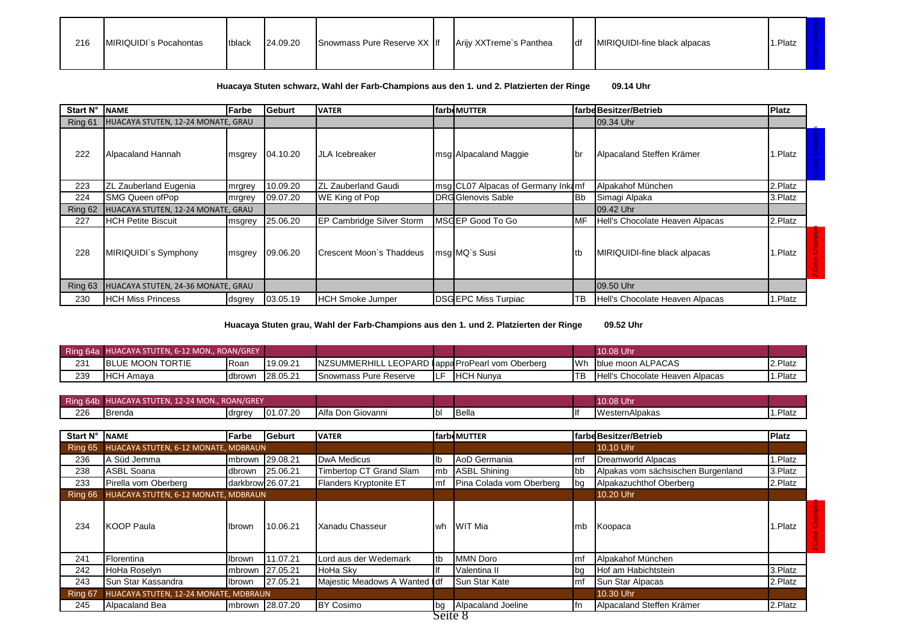| 216 | MIRIQUIDI`s Pocahontas | tblack | 24.09.20 | Snowmass Pure Reserve XX | lf | Arijy XXTreme`s Panthea | df | MIRIQUIDI-fine black alpacas | 1.Platz | 1.Color Champion |
|---|---|---|---|---|---|---|---|---|---|---|

**Huacaya Stuten schwarz, Wahl der Farb-Champions aus den 1. und 2. Platzierten der Ringe 09.14 Uhr**

| Start N° | NAME | Farbe | Geburt | VATER | farbe | MUTTER | farbe | Besitzer/Betrieb | Platz | |
|---|---|---|---|---|---|---|---|---|---|---|
| Ring 61 | HUACAYA STUTEN, 12-24 MONATE, GRAU | | | | | | | 09.34 Uhr | | |
| 222 | Alpacaland Hannah | msgrey | 04.10.20 | JLA Icebreaker | msg | Alpacaland Maggie | br | Alpacaland Steffen Krämer | 1.Platz | 1.Color Champion |
| 223 | ZL Zauberland Eugenia | mrgrey | 10.09.20 | ZL Zauberland Gaudi | msg | CL07 Alpacas of Germany Inka | mf | Alpakahof München | 2.Platz | |
| 224 | SMG Queen ofPop | mrgrey | 09.07.20 | WE King of Pop | DRG | Glenovis Sable | Bb | Simagi Alpaka | 3.Platz | |
| Ring 62 | HUACAYA STUTEN, 12-24 MONATE, GRAU | | | | | | | 09.42 Uhr | | |
| 227 | HCH Petite Biscuit | msgrey | 25.06.20 | EP Cambridge Silver Storm | MSG | EP Good To Go | MF | Hell's Chocolate Heaven Alpacas | 2.Platz | |
| 228 | MIRIQUIDI`s Symphony | msgrey | 09.06.20 | Crescent Moon`s Thaddeus | msg | MQ`s Susi | tb | MIRIQUIDI-fine black alpacas | 1.Platz | 2.Color Champion |
| Ring 63 | HUACAYA STUTEN, 24-36 MONATE, GRAU | | | | | | | 09.50 Uhr | | |
| 230 | HCH Miss Princess | dsgrey | 03.05.19 | HCH Smoke Jumper | DSG | EPC Miss Turpiac | TB | Hell's Chocolate Heaven Alpacas | 1.Platz | |

**Huacaya Stuten grau, Wahl der Farb-Champions aus den 1. und 2. Platzierten der Ringe 09.52 Uhr**

| Ring 64a | HUACAYA STUTEN, 6-12 MON., ROAN/GREY | | | | | | | 10.08 Uhr | |
|---|---|---|---|---|---|---|---|---|---|
| 231 | BLUE MOON TORTIE | Roan | 19.09.21 | NZSUMMERHILL LEOPARD | appa | ProPearl vom Oberberg | Wh | blue moon ALPACAS | 2.Platz |
| 239 | HCH Amaya | dbrown | 28.05.21 | Snowmass Pure Reserve | LF | HCH Nunya | TB | Hell's Chocolate Heaven Alpacas | 1.Platz |

| Ring 64b | HUACAYA STUTEN, 12-24 MON., ROAN/GREY | | | | | | | 10.08 Uhr | |
|---|---|---|---|---|---|---|---|---|---|
| 226 | Brenda | drgrey | 01.07.20 | Alfa Don Giovanni | bl | Bella | lf | WesternAlpakas | 1.Platz |

| Start N° | NAME | Farbe | Geburt | VATER | farbe | MUTTER | farbe | Besitzer/Betrieb | Platz | |
|---|---|---|---|---|---|---|---|---|---|---|
| Ring 65 | HUACAYA STUTEN, 6-12 MONATE, MDBRAUN | | | | | | | 10.10 Uhr | | |
| 236 | A Süd Jemma | mbrown | 29.08.21 | DwA Medicus | lb | AoD Germania | mf | Dreamworld Alpacas | 1.Platz | |
| 238 | ASBL Soana | dbrown | 25.06.21 | Timbertop CT Grand Slam | mb | ASBL Shining | bb | Alpakas vom sächsischen Burgenland | 3.Platz | |
| 233 | Pirella vom Oberberg | darkbrown | 26.07.21 | Flanders Kryptonite ET | mf | Pina Colada vom Oberberg | bg | Alpakazuchthof Oberberg | 2.Platz | |
| Ring 66 | HUACAYA STUTEN, 6-12 MONATE, MDBRAUN | | | | | | | 10.20 Uhr | | |
| 234 | KOOP Paula | lbrown | 10.06.21 | Xanadu Chasseur | wh | WIT Mia | mb | Koopaca | 1.Platz | 2.Color Champion |
| 241 | Florentina | lbrown | 11.07.21 | Lord aus der Wedemark | tb | MMN Doro | mf | Alpakahof München | | |
| 242 | HoHa Roselyn | mbrown | 27.05.21 | HoHa Sky | lf | Valentina II | bg | Hof am Habichtstein | 3.Platz | |
| 243 | Sun Star Kassandra | lbrown | 27.05.21 | Majestic Meadows A Wanted | df | Sun Star Kate | mf | Sun Star Alpacas | 2.Platz | |
| Ring 67 | HUACAYA STUTEN, 12-24 MONATE, MDBRAUN | | | | | | | 10.30 Uhr | | |
| 245 | Alpacaland Bea | mbrown | 28.07.20 | BY Cosimo | bg | Alpacaland Joeline | fn | Alpacaland Steffen Krämer | 2.Platz | |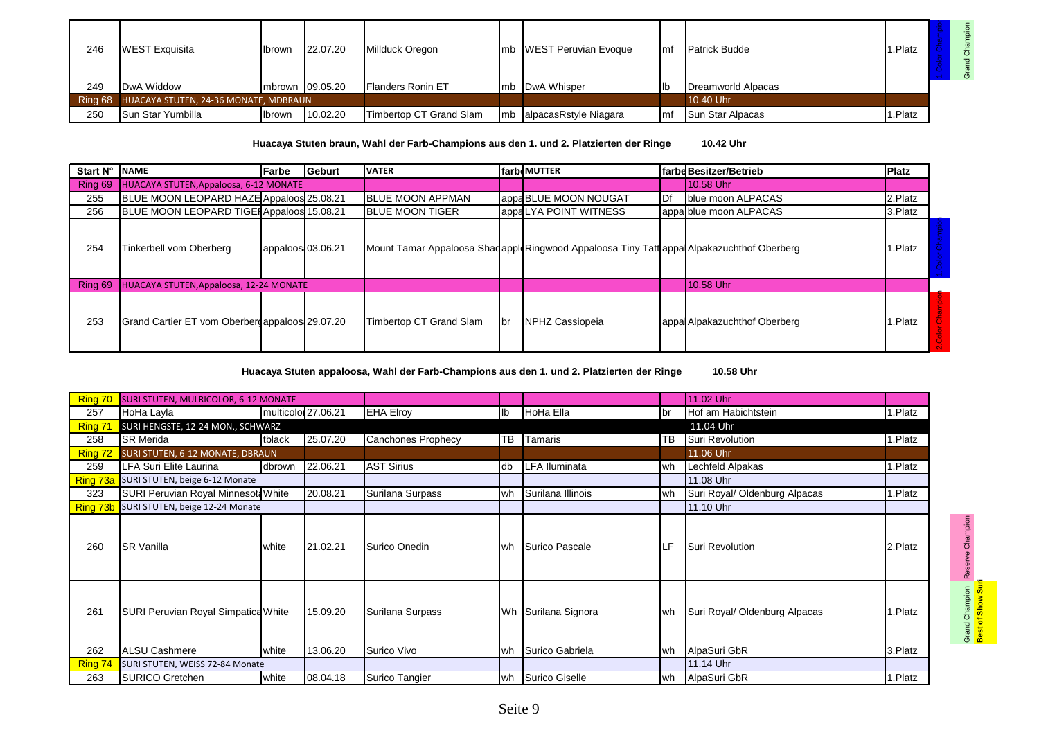| 246 | WEST Exquisita | lbrown | 22.07.20 | Millduck Oregon | mb | WEST Peruvian Evoque | mf | Patrick Budde | 1.Platz | 1.Color Champion | Grand Champion |
|---|---|---|---|---|---|---|---|---|---|---|---|
| 249 | DwA Widdow | mbrown | 09.05.20 | Flanders Ronin ET | mb | DwA Whisper | lb | Dreamworld Alpacas | | | |
| Ring 68 | HUACAYA STUTEN, 24-36 MONATE, MDBRAUN | | | | | | | 10.40 Uhr | | | |
| 250 | Sun Star Yumbilla | lbrown | 10.02.20 | Timbertop CT Grand Slam | mb | alpacasRstyle Niagara | mf | Sun Star Alpacas | 1.Platz | | |

**Huacaya Stuten braun, Wahl der Farb-Champions aus den 1. und 2. Platzierten der Ringe 10.42 Uhr**

| Start N° | NAME | Farbe | Geburt | VATER | farbe | MUTTER | farbe | Besitzer/Betrieb | Platz | |
|---|---|---|---|---|---|---|---|---|---|---|
| Ring 69 | HUACAYA STUTEN,Appaloosa, 6-12 MONATE | | | | | | | 10.58 Uhr | | |
| 255 | BLUE MOON LEOPARD HAZE | Appaloos | 25.08.21 | BLUE MOON APPMAN | appa | BLUE MOON NOUGAT | Df | blue moon ALPACAS | 2.Platz | |
| 256 | BLUE MOON LEOPARD TIGER | Appaloos | 15.08.21 | BLUE MOON TIGER | appa | LYA POINT WITNESS | appa | blue moon ALPACAS | 3.Platz | |
| 254 | Tinkerbell vom Oberberg | appaloos | 03.06.21 | Mount Tamar Appaloosa Shad | appl | Ringwood Appaloosa Tiny Tatt | appa | Alpakazuchthof Oberberg | 1.Platz | 1.Color Champion |
| Ring 69 | HUACAYA STUTEN,Appaloosa, 12-24 MONATE | | | | | | | 10.58 Uhr | | |
| 253 | Grand Cartier ET vom Oberberg | appaloos | 29.07.20 | Timbertop CT Grand Slam | br | NPHZ Cassiopeia | appa | Alpakazuchthof Oberberg | 1.Platz | 2.Color Champion |

**Huacaya Stuten appaloosa, Wahl der Farb-Champions aus den 1. und 2. Platzierten der Ringe 10.58 Uhr**

| | | | | | | | | | | |
|---|---|---|---|---|---|---|---|---|---|---|
| Ring 70 | SURI STUTEN, MULRICOLOR, 6-12 MONATE | | | | | | | 11.02 Uhr | | |
| 257 | HoHa Layla | multicolor | 27.06.21 | EHA Elroy | lb | HoHa Ella | br | Hof am Habichtstein | 1.Platz | |
| Ring 71 | SURI HENGSTE, 12-24 MON., SCHWARZ | | | | | | | 11.04 Uhr | | |
| 258 | SR Merida | tblack | 25.07.20 | Canchones Prophecy | TB | Tamaris | TB | Suri Revolution | 1.Platz | |
| Ring 72 | SURI STUTEN, 6-12 MONATE, DBRAUN | | | | | | | 11.06 Uhr | | |
| 259 | LFA Suri Elite Laurina | dbrown | 22.06.21 | AST Sirius | db | LFA Iluminata | wh | Lechfeld Alpakas | 1.Platz | |
| Ring 73a | SURI STUTEN, beige 6-12 Monate | | | | | | | 11.08 Uhr | | |
| 323 | SURI Peruvian Royal Minnesota | White | 20.08.21 | Surilana Surpass | wh | Surilana Illinois | wh | Suri Royal/ Oldenburg Alpacas | 1.Platz | |
| Ring 73b | SURI STUTEN, beige 12-24 Monate | | | | | | | 11.10 Uhr | | |
| 260 | SR Vanilla | white | 21.02.21 | Surico Onedin | wh | Surico Pascale | LF | Suri Revolution | 2.Platz | Reserve Champion |
| 261 | SURI Peruvian Royal Simpatica | White | 15.09.20 | Surilana Surpass | Wh | Surilana Signora | wh | Suri Royal/ Oldenburg Alpacas | 1.Platz | Grand Champion Best of Show Suri |
| 262 | ALSU Cashmere | white | 13.06.20 | Surico Vivo | wh | Surico Gabriela | wh | AlpaSuri GbR | 3.Platz | |
| Ring 74 | SURI STUTEN, WEISS 72-84 Monate | | | | | | | 11.14 Uhr | | |
| 263 | SURICO Gretchen | white | 08.04.18 | Surico Tangier | wh | Surico Giselle | wh | AlpaSuri GbR | 1.Platz | |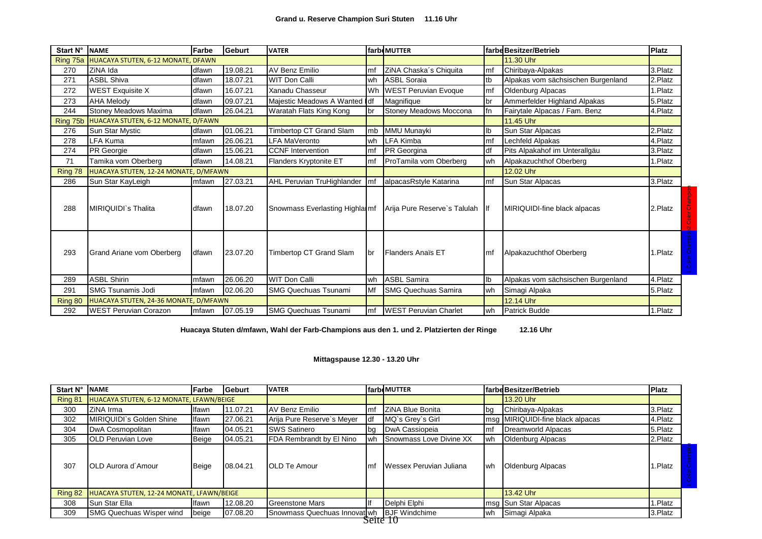**Grand u. Reserve Champion Suri Stuten 11.16 Uhr**

| Start N° | NAME | Farbe | Geburt | VATER | farbe | MUTTER | farbe | Besitzer/Betrieb | Platz |
|---|---|---|---|---|---|---|---|---|---|
| Ring 75a | HUACAYA STUTEN, 6-12 MONATE, DFAWN | | | | | | | 11.30 Uhr | |
| 270 | ZiNA Ida | dfawn | 19.08.21 | AV Benz Emilio | mf | ZiNA Chaska´s Chiquita | mf | Chiribaya-Alpakas | 3.Platz |
| 271 | ASBL Shiva | dfawn | 18.07.21 | WIT Don Calli | wh | ASBL Soraia | tb | Alpakas vom sächsischen Burgenland | 2.Platz |
| 272 | WEST Exquisite X | dfawn | 16.07.21 | Xanadu Chasseur | Wh | WEST Peruvian Evoque | mf | Oldenburg Alpacas | 1.Platz |
| 273 | AHA Melody | dfawn | 09.07.21 | Majestic Meadows A Wanted | df | Magnifique | br | Ammerfelder Highland Alpakas | 5.Platz |
| 244 | Stoney Meadows Maxima | dfawn | 26.04.21 | Waratah Flats King Kong | br | Stoney Meadows Moccona | fn | Fairytale Alpacas / Fam. Benz | 4.Platz |
| Ring 75b | HUACAYA STUTEN, 6-12 MONATE, D/FAWN | | | | | | | 11.45 Uhr | |
| 276 | Sun Star Mystic | dfawn | 01.06.21 | Timbertop CT Grand Slam | mb | MMU Munayki | lb | Sun Star Alpacas | 2.Platz |
| 278 | LFA Kuma | mfawn | 26.06.21 | LFA MaVeronto | wh | LFA Kimba | mf | Lechfeld Alpakas | 4.Platz |
| 274 | PR Georgie | dfawn | 15.06.21 | CCNF Intervention | mf | PR Georgina | df | Pits Alpakahof im Unterallgäu | 3.Platz |
| 71 | Tamika vom Oberberg | dfawn | 14.08.21 | Flanders Kryptonite ET | mf | ProTamila vom Oberberg | wh | Alpakazuchthof Oberberg | 1.Platz |
| Ring 78 | HUACAYA STUTEN, 12-24 MONATE, D/MFAWN | | | | | | | 12.02 Uhr | |
| 286 | Sun Star KayLeigh | mfawn | 27.03.21 | AHL Peruvian TruHighlander | mf | alpacasRstyle Katarina | mf | Sun Star Alpacas | 3.Platz |
| 288 | MIRIQUIDI`s Thalita | dfawn | 18.07.20 | Snowmass Everlasting Highla | mf | Arija Pure Reserve`s Talulah | lf | MIRIQUIDI-fine black alpacas | 2.Platz 2.Color Champion |
| 293 | Grand Ariane vom Oberberg | dfawn | 23.07.20 | Timbertop CT Grand Slam | br | Flanders Anaïs ET | mf | Alpakazuchthof Oberberg | 1.Platz 1.Color Champion |
| 289 | ASBL Shirin | mfawn | 26.06.20 | WIT Don Calli | wh | ASBL Samira | lb | Alpakas vom sächsischen Burgenland | 4.Platz |
| 291 | SMG Tsunamis Jodi | mfawn | 02.06.20 | SMG Quechuas Tsunami | Mf | SMG Quechuas Samira | wh | Simagi Alpaka | 5.Platz |
| Ring 80 | HUACAYA STUTEN, 24-36 MONATE, D/MFAWN | | | | | | | 12.14 Uhr | |
| 292 | WEST Peruvian Corazon | mfawn | 07.05.19 | SMG Quechuas Tsunami | mf | WEST Peruvian Charlet | wh | Patrick Budde | 1.Platz |

**Huacaya Stuten d/mfawn, Wahl der Farb-Champions aus den 1. und 2. Platzierten der Ringe 12.16 Uhr**

**Mittagspause 12.30 - 13.20 Uhr**

| Start N° | NAME | Farbe | Geburt | VATER | farbe | MUTTER | farbe | Besitzer/Betrieb | Platz |
|---|---|---|---|---|---|---|---|---|---|
| Ring 81 | HUACAYA STUTEN, 6-12 MONATE, LFAWN/BEIGE | | | | | | | 13.20 Uhr | |
| 300 | ZiNA Irma | lfawn | 11.07.21 | AV Benz Emilio | mf | ZiNA Blue Bonita | bg | Chiribaya-Alpakas | 3.Platz |
| 302 | MIRIQUIDI`s Golden Shine | lfawn | 27.06.21 | Arija Pure Reserve`s Meyer | df | MQ`s Grey`s Girl | msg | MIRIQUIDI-fine black alpacas | 4.Platz |
| 304 | DwA Cosmopolitan | lfawn | 04.05.21 | SWS Satinero | bg | DwA Cassiopeia | mf | Dreamworld Alpacas | 5.Platz |
| 305 | OLD Peruvian Love | Beige | 04.05.21 | FDA Rembrandt by El Nino | wh | Snowmass Love Divine XX | wh | Oldenburg Alpacas | 2.Platz |
| 307 | OLD Aurora d´Amour | Beige | 08.04.21 | OLD Te Amour | mf | Wessex Peruvian Juliana | wh | Oldenburg Alpacas | 1.Platz 1.Color Champion |
| Ring 82 | HUACAYA STUTEN, 12-24 MONATE, LFAWN/BEIGE | | | | | | | 13.42 Uhr | |
| 308 | Sun Star Ella | lfawn | 12.08.20 | Greenstone Mars | lf | Delphi Elphi | msg | Sun Star Alpacas | 1.Platz |
| 309 | SMG Quechuas Wisper wind | beige | 07.08.20 | Snowmass Quechuas Innovat | wh | BJF Windchime | wh | Simagi Alpaka | 3.Platz |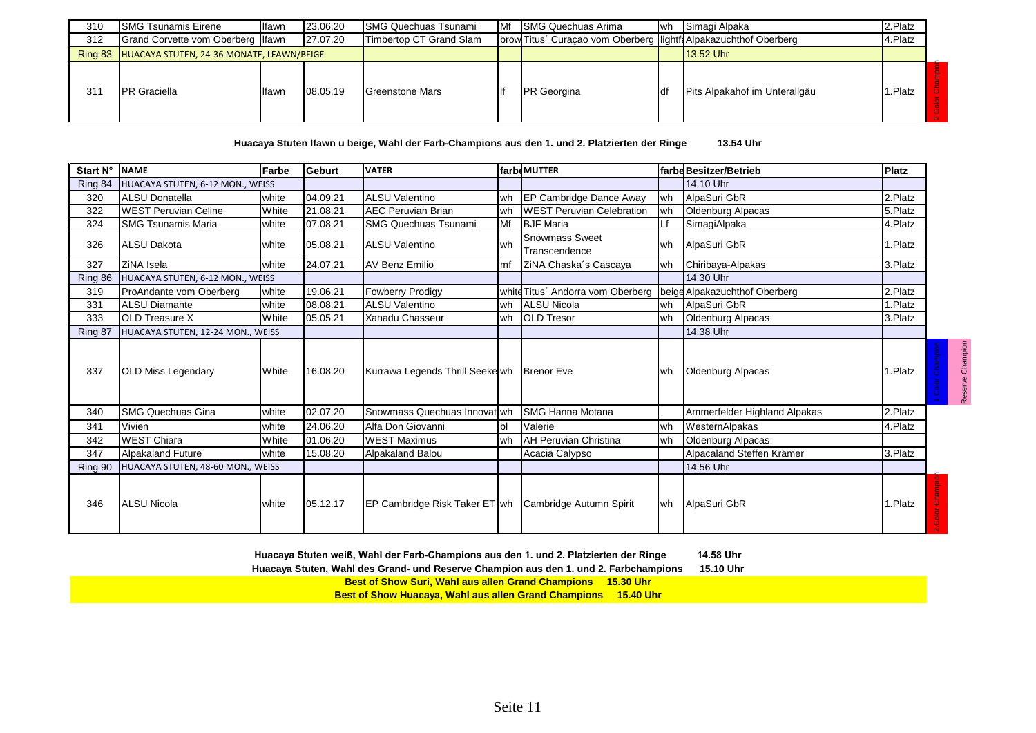| | | | | | | | | | | |
|---|---|---|---|---|---|---|---|---|---|---|
| 310 | SMG Tsunamis Eirene | lfawn | 23.06.20 | SMG Quechuas Tsunami | Mf | SMG Quechuas Arima | wh | Simagi Alpaka | 2.Platz | |
| 312 | Grand Corvette vom Oberberg | lfawn | 27.07.20 | Timbertop CT Grand Slam | brow | Titus´ Curaçao vom Oberberg | lightf | Alpakazuchthof Oberberg | 4.Platz | |
| Ring 83 | HUACAYA STUTEN, 24-36 MONATE, LFAWN/BEIGE | | | | | | | 13.52 Uhr | | |
| 311 | PR Graciella | lfawn | 08.05.19 | Greenstone Mars | lf | PR Georgina | df | Pits Alpakahof im Unterallgäu | 1.Platz | 2.Color Champion |

**Huacaya Stuten lfawn u beige, Wahl der Farb-Champions aus den 1. und 2. Platzierten der Ringe 13.54 Uhr**

| Start N° | NAME | Farbe | Geburt | VATER | farbe | MUTTER | farbe | Besitzer/Betrieb | Platz | | |
|---|---|---|---|---|---|---|---|---|---|---|---|
| Ring 84 | HUACAYA STUTEN, 6-12 MON., WEISS | | | | | | | 14.10 Uhr | | | |
| 320 | ALSU Donatella | white | 04.09.21 | ALSU Valentino | wh | EP Cambridge Dance Away | wh | AlpaSuri GbR | 2.Platz | | |
| 322 | WEST Peruvian Celine | White | 21.08.21 | AEC Peruvian Brian | wh | WEST Peruvian Celebration | wh | Oldenburg Alpacas | 5.Platz | | |
| 324 | SMG Tsunamis Maria | white | 07.08.21 | SMG Quechuas Tsunami | Mf | BJF Maria | Lf | SimagiAlpaka | 4.Platz | | |
| 326 | ALSU Dakota | white | 05.08.21 | ALSU Valentino | wh | Snowmass Sweet Transcendence | wh | AlpaSuri GbR | 1.Platz | | |
| 327 | ZiNA Isela | white | 24.07.21 | AV Benz Emilio | mf | ZiNA Chaska´s Cascaya | wh | Chiribaya-Alpakas | 3.Platz | | |
| Ring 86 | HUACAYA STUTEN, 6-12 MON., WEISS | | | | | | | 14.30 Uhr | | | |
| 319 | ProAndante vom Oberberg | white | 19.06.21 | Fowberry Prodigy | white | Titus´ Andorra vom Oberberg | beige | Alpakazuchthof Oberberg | 2.Platz | | |
| 331 | ALSU Diamante | white | 08.08.21 | ALSU Valentino | wh | ALSU Nicola | wh | AlpaSuri GbR | 1.Platz | | |
| 333 | OLD Treasure X | White | 05.05.21 | Xanadu Chasseur | wh | OLD Tresor | wh | Oldenburg Alpacas | 3.Platz | | |
| Ring 87 | HUACAYA STUTEN, 12-24 MON., WEISS | | | | | | | 14.38 Uhr | | | |
| 337 | OLD Miss Legendary | White | 16.08.20 | Kurrawa Legends Thrill Seeke | wh | Brenor Eve | wh | Oldenburg Alpacas | 1.Platz | 1.Color Champion | Reserve Champion |
| 340 | SMG Quechuas Gina | white | 02.07.20 | Snowmass Quechuas Innovat | wh | SMG Hanna Motana | | Ammerfelder Highland Alpakas | 2.Platz | | |
| 341 | Vivien | white | 24.06.20 | Alfa Don Giovanni | bl | Valerie | wh | WesternAlpakas | 4.Platz | | |
| 342 | WEST Chiara | White | 01.06.20 | WEST Maximus | wh | AH Peruvian Christina | wh | Oldenburg Alpacas | | | |
| 347 | Alpakaland Future | white | 15.08.20 | Alpakaland Balou | | Acacia Calypso | | Alpacaland Steffen Krämer | 3.Platz | | |
| Ring 90 | HUACAYA STUTEN, 48-60 MON., WEISS | | | | | | | 14.56 Uhr | | | |
| 346 | ALSU Nicola | white | 05.12.17 | EP Cambridge Risk Taker ET | wh | Cambridge Autumn Spirit | wh | AlpaSuri GbR | 1.Platz | 2.Color Champion | |

**Huacaya Stuten weiß, Wahl der Farb-Champions aus den 1. und 2. Platzierten der Ringe 14.58 Uhr**

**Huacaya Stuten, Wahl des Grand- und Reserve Champion aus den 1. und 2. Farbchampions 15.10 Uhr**

**Best of Show Suri, Wahl aus allen Grand Champions 15.30 Uhr**

**Best of Show Huacaya, Wahl aus allen Grand Champions 15.40 Uhr**